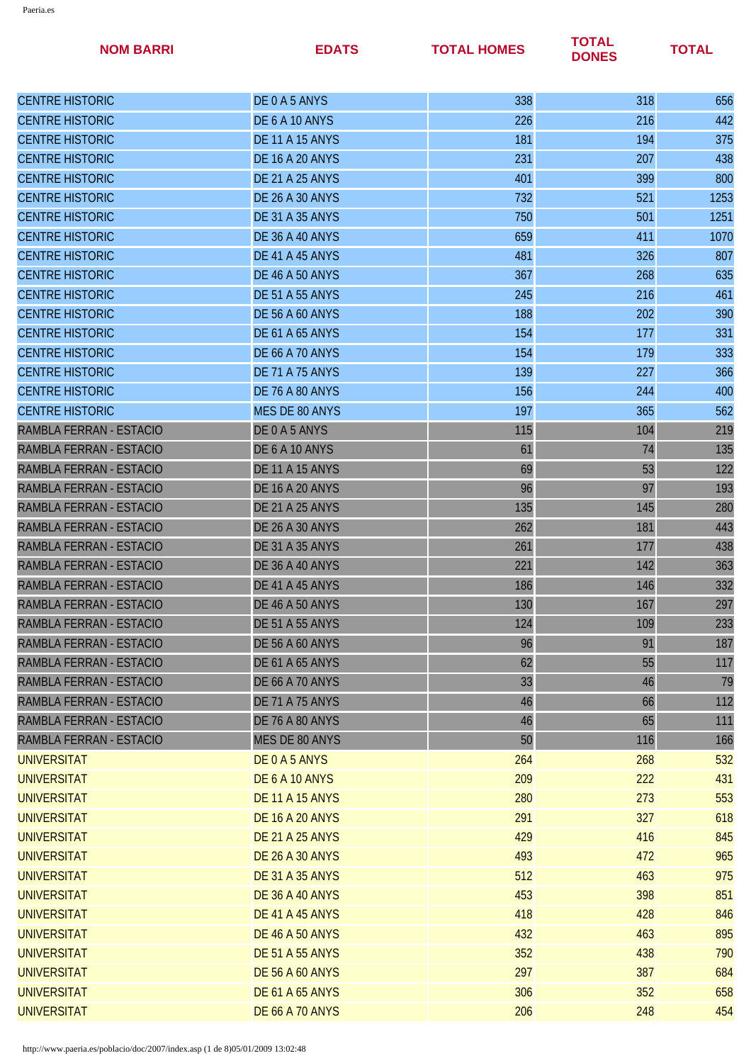| NOM BARRI | EDATS | TOTAL HOMES | TOTAL DONES | TOTAL |
|---|---|---|---|---|
| CENTRE HISTORIC | DE 0 A 5 ANYS | 338 | 318 | 656 |
| CENTRE HISTORIC | DE 6 A 10 ANYS | 226 | 216 | 442 |
| CENTRE HISTORIC | DE 11 A 15 ANYS | 181 | 194 | 375 |
| CENTRE HISTORIC | DE 16 A 20 ANYS | 231 | 207 | 438 |
| CENTRE HISTORIC | DE 21 A 25 ANYS | 401 | 399 | 800 |
| CENTRE HISTORIC | DE 26 A 30 ANYS | 732 | 521 | 1253 |
| CENTRE HISTORIC | DE 31 A 35 ANYS | 750 | 501 | 1251 |
| CENTRE HISTORIC | DE 36 A 40 ANYS | 659 | 411 | 1070 |
| CENTRE HISTORIC | DE 41 A 45 ANYS | 481 | 326 | 807 |
| CENTRE HISTORIC | DE 46 A 50 ANYS | 367 | 268 | 635 |
| CENTRE HISTORIC | DE 51 A 55 ANYS | 245 | 216 | 461 |
| CENTRE HISTORIC | DE 56 A 60 ANYS | 188 | 202 | 390 |
| CENTRE HISTORIC | DE 61 A 65 ANYS | 154 | 177 | 331 |
| CENTRE HISTORIC | DE 66 A 70 ANYS | 154 | 179 | 333 |
| CENTRE HISTORIC | DE 71 A 75 ANYS | 139 | 227 | 366 |
| CENTRE HISTORIC | DE 76 A 80 ANYS | 156 | 244 | 400 |
| CENTRE HISTORIC | MES DE 80 ANYS | 197 | 365 | 562 |
| RAMBLA FERRAN - ESTACIO | DE 0 A 5 ANYS | 115 | 104 | 219 |
| RAMBLA FERRAN - ESTACIO | DE 6 A 10 ANYS | 61 | 74 | 135 |
| RAMBLA FERRAN - ESTACIO | DE 11 A 15 ANYS | 69 | 53 | 122 |
| RAMBLA FERRAN - ESTACIO | DE 16 A 20 ANYS | 96 | 97 | 193 |
| RAMBLA FERRAN - ESTACIO | DE 21 A 25 ANYS | 135 | 145 | 280 |
| RAMBLA FERRAN - ESTACIO | DE 26 A 30 ANYS | 262 | 181 | 443 |
| RAMBLA FERRAN - ESTACIO | DE 31 A 35 ANYS | 261 | 177 | 438 |
| RAMBLA FERRAN - ESTACIO | DE 36 A 40 ANYS | 221 | 142 | 363 |
| RAMBLA FERRAN - ESTACIO | DE 41 A 45 ANYS | 186 | 146 | 332 |
| RAMBLA FERRAN - ESTACIO | DE 46 A 50 ANYS | 130 | 167 | 297 |
| RAMBLA FERRAN - ESTACIO | DE 51 A 55 ANYS | 124 | 109 | 233 |
| RAMBLA FERRAN - ESTACIO | DE 56 A 60 ANYS | 96 | 91 | 187 |
| RAMBLA FERRAN - ESTACIO | DE 61 A 65 ANYS | 62 | 55 | 117 |
| RAMBLA FERRAN - ESTACIO | DE 66 A 70 ANYS | 33 | 46 | 79 |
| RAMBLA FERRAN - ESTACIO | DE 71 A 75 ANYS | 46 | 66 | 112 |
| RAMBLA FERRAN - ESTACIO | DE 76 A 80 ANYS | 46 | 65 | 111 |
| RAMBLA FERRAN - ESTACIO | MES DE 80 ANYS | 50 | 116 | 166 |
| UNIVERSITAT | DE 0 A 5 ANYS | 264 | 268 | 532 |
| UNIVERSITAT | DE 6 A 10 ANYS | 209 | 222 | 431 |
| UNIVERSITAT | DE 11 A 15 ANYS | 280 | 273 | 553 |
| UNIVERSITAT | DE 16 A 20 ANYS | 291 | 327 | 618 |
| UNIVERSITAT | DE 21 A 25 ANYS | 429 | 416 | 845 |
| UNIVERSITAT | DE 26 A 30 ANYS | 493 | 472 | 965 |
| UNIVERSITAT | DE 31 A 35 ANYS | 512 | 463 | 975 |
| UNIVERSITAT | DE 36 A 40 ANYS | 453 | 398 | 851 |
| UNIVERSITAT | DE 41 A 45 ANYS | 418 | 428 | 846 |
| UNIVERSITAT | DE 46 A 50 ANYS | 432 | 463 | 895 |
| UNIVERSITAT | DE 51 A 55 ANYS | 352 | 438 | 790 |
| UNIVERSITAT | DE 56 A 60 ANYS | 297 | 387 | 684 |
| UNIVERSITAT | DE 61 A 65 ANYS | 306 | 352 | 658 |
| UNIVERSITAT | DE 66 A 70 ANYS | 206 | 248 | 454 |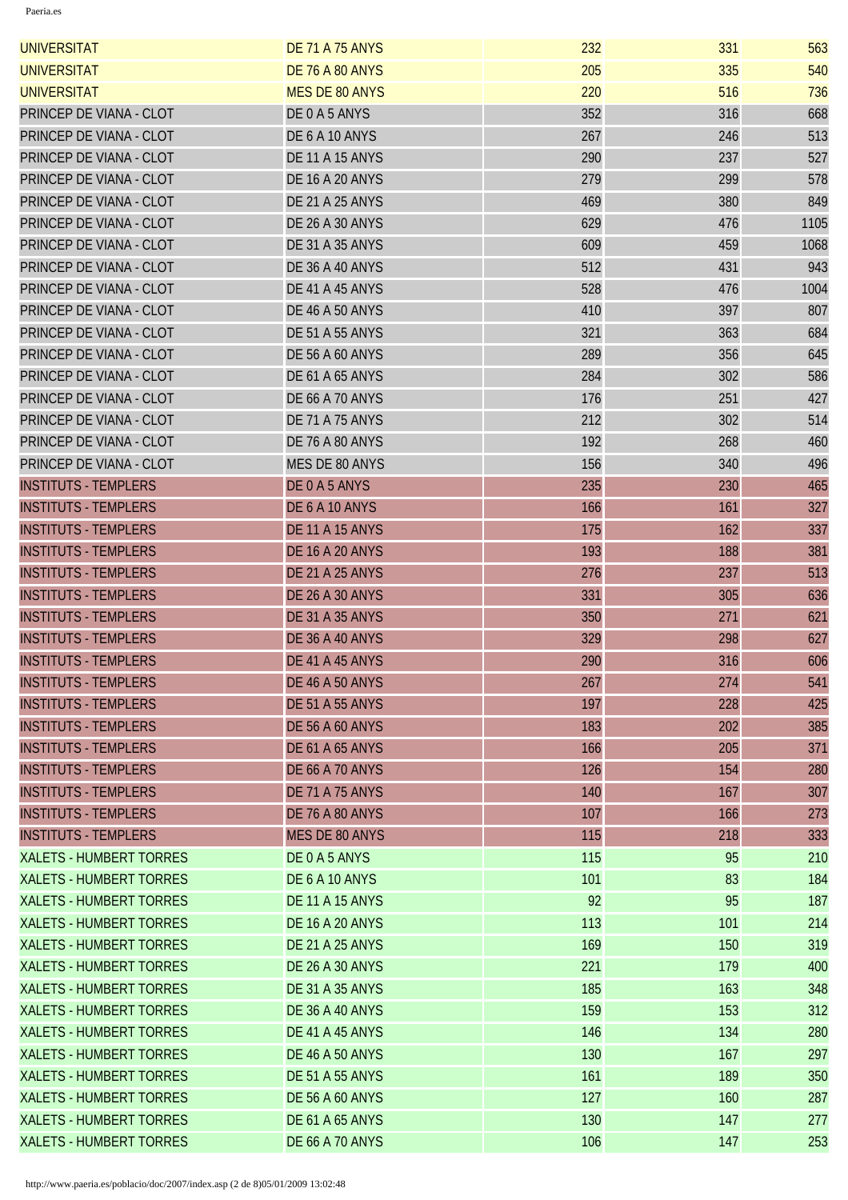| | | | | |
|---|---|---|---|---|
| UNIVERSITAT | DE 71 A 75 ANYS | 232 | 331 | 563 |
| UNIVERSITAT | DE 76 A 80 ANYS | 205 | 335 | 540 |
| UNIVERSITAT | MES DE 80 ANYS | 220 | 516 | 736 |
| PRINCEP DE VIANA - CLOT | DE 0 A 5 ANYS | 352 | 316 | 668 |
| PRINCEP DE VIANA - CLOT | DE 6 A 10 ANYS | 267 | 246 | 513 |
| PRINCEP DE VIANA - CLOT | DE 11 A 15 ANYS | 290 | 237 | 527 |
| PRINCEP DE VIANA - CLOT | DE 16 A 20 ANYS | 279 | 299 | 578 |
| PRINCEP DE VIANA - CLOT | DE 21 A 25 ANYS | 469 | 380 | 849 |
| PRINCEP DE VIANA - CLOT | DE 26 A 30 ANYS | 629 | 476 | 1105 |
| PRINCEP DE VIANA - CLOT | DE 31 A 35 ANYS | 609 | 459 | 1068 |
| PRINCEP DE VIANA - CLOT | DE 36 A 40 ANYS | 512 | 431 | 943 |
| PRINCEP DE VIANA - CLOT | DE 41 A 45 ANYS | 528 | 476 | 1004 |
| PRINCEP DE VIANA - CLOT | DE 46 A 50 ANYS | 410 | 397 | 807 |
| PRINCEP DE VIANA - CLOT | DE 51 A 55 ANYS | 321 | 363 | 684 |
| PRINCEP DE VIANA - CLOT | DE 56 A 60 ANYS | 289 | 356 | 645 |
| PRINCEP DE VIANA - CLOT | DE 61 A 65 ANYS | 284 | 302 | 586 |
| PRINCEP DE VIANA - CLOT | DE 66 A 70 ANYS | 176 | 251 | 427 |
| PRINCEP DE VIANA - CLOT | DE 71 A 75 ANYS | 212 | 302 | 514 |
| PRINCEP DE VIANA - CLOT | DE 76 A 80 ANYS | 192 | 268 | 460 |
| PRINCEP DE VIANA - CLOT | MES DE 80 ANYS | 156 | 340 | 496 |
| INSTITUTS - TEMPLERS | DE 0 A 5 ANYS | 235 | 230 | 465 |
| INSTITUTS - TEMPLERS | DE 6 A 10 ANYS | 166 | 161 | 327 |
| INSTITUTS - TEMPLERS | DE 11 A 15 ANYS | 175 | 162 | 337 |
| INSTITUTS - TEMPLERS | DE 16 A 20 ANYS | 193 | 188 | 381 |
| INSTITUTS - TEMPLERS | DE 21 A 25 ANYS | 276 | 237 | 513 |
| INSTITUTS - TEMPLERS | DE 26 A 30 ANYS | 331 | 305 | 636 |
| INSTITUTS - TEMPLERS | DE 31 A 35 ANYS | 350 | 271 | 621 |
| INSTITUTS - TEMPLERS | DE 36 A 40 ANYS | 329 | 298 | 627 |
| INSTITUTS - TEMPLERS | DE 41 A 45 ANYS | 290 | 316 | 606 |
| INSTITUTS - TEMPLERS | DE 46 A 50 ANYS | 267 | 274 | 541 |
| INSTITUTS - TEMPLERS | DE 51 A 55 ANYS | 197 | 228 | 425 |
| INSTITUTS - TEMPLERS | DE 56 A 60 ANYS | 183 | 202 | 385 |
| INSTITUTS - TEMPLERS | DE 61 A 65 ANYS | 166 | 205 | 371 |
| INSTITUTS - TEMPLERS | DE 66 A 70 ANYS | 126 | 154 | 280 |
| INSTITUTS - TEMPLERS | DE 71 A 75 ANYS | 140 | 167 | 307 |
| INSTITUTS - TEMPLERS | DE 76 A 80 ANYS | 107 | 166 | 273 |
| INSTITUTS - TEMPLERS | MES DE 80 ANYS | 115 | 218 | 333 |
| XALETS - HUMBERT TORRES | DE 0 A 5 ANYS | 115 | 95 | 210 |
| XALETS - HUMBERT TORRES | DE 6 A 10 ANYS | 101 | 83 | 184 |
| XALETS - HUMBERT TORRES | DE 11 A 15 ANYS | 92 | 95 | 187 |
| XALETS - HUMBERT TORRES | DE 16 A 20 ANYS | 113 | 101 | 214 |
| XALETS - HUMBERT TORRES | DE 21 A 25 ANYS | 169 | 150 | 319 |
| XALETS - HUMBERT TORRES | DE 26 A 30 ANYS | 221 | 179 | 400 |
| XALETS - HUMBERT TORRES | DE 31 A 35 ANYS | 185 | 163 | 348 |
| XALETS - HUMBERT TORRES | DE 36 A 40 ANYS | 159 | 153 | 312 |
| XALETS - HUMBERT TORRES | DE 41 A 45 ANYS | 146 | 134 | 280 |
| XALETS - HUMBERT TORRES | DE 46 A 50 ANYS | 130 | 167 | 297 |
| XALETS - HUMBERT TORRES | DE 51 A 55 ANYS | 161 | 189 | 350 |
| XALETS - HUMBERT TORRES | DE 56 A 60 ANYS | 127 | 160 | 287 |
| XALETS - HUMBERT TORRES | DE 61 A 65 ANYS | 130 | 147 | 277 |
| XALETS - HUMBERT TORRES | DE 66 A 70 ANYS | 106 | 147 | 253 |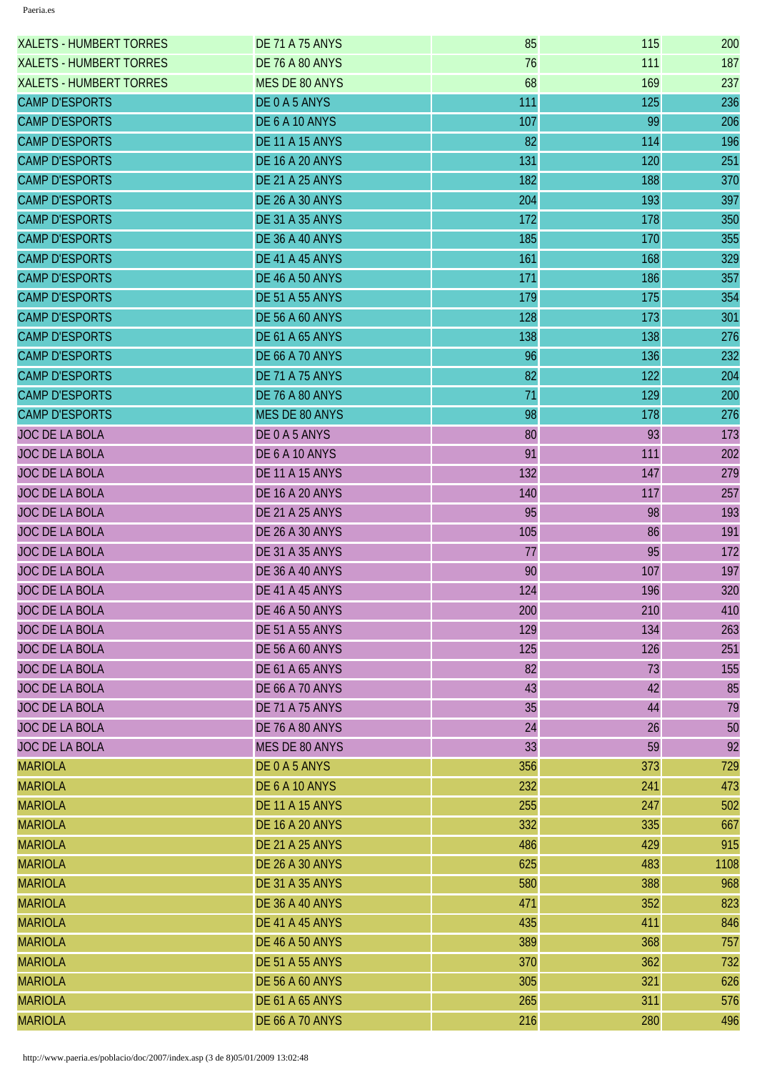| | | | | |
|---|---|---|---|---|
| XALETS - HUMBERT TORRES | DE 71 A 75 ANYS | 85 | 115 | 200 |
| XALETS - HUMBERT TORRES | DE 76 A 80 ANYS | 76 | 111 | 187 |
| XALETS - HUMBERT TORRES | MES DE 80 ANYS | 68 | 169 | 237 |
| CAMP D'ESPORTS | DE 0 A 5 ANYS | 111 | 125 | 236 |
| CAMP D'ESPORTS | DE 6 A 10 ANYS | 107 | 99 | 206 |
| CAMP D'ESPORTS | DE 11 A 15 ANYS | 82 | 114 | 196 |
| CAMP D'ESPORTS | DE 16 A 20 ANYS | 131 | 120 | 251 |
| CAMP D'ESPORTS | DE 21 A 25 ANYS | 182 | 188 | 370 |
| CAMP D'ESPORTS | DE 26 A 30 ANYS | 204 | 193 | 397 |
| CAMP D'ESPORTS | DE 31 A 35 ANYS | 172 | 178 | 350 |
| CAMP D'ESPORTS | DE 36 A 40 ANYS | 185 | 170 | 355 |
| CAMP D'ESPORTS | DE 41 A 45 ANYS | 161 | 168 | 329 |
| CAMP D'ESPORTS | DE 46 A 50 ANYS | 171 | 186 | 357 |
| CAMP D'ESPORTS | DE 51 A 55 ANYS | 179 | 175 | 354 |
| CAMP D'ESPORTS | DE 56 A 60 ANYS | 128 | 173 | 301 |
| CAMP D'ESPORTS | DE 61 A 65 ANYS | 138 | 138 | 276 |
| CAMP D'ESPORTS | DE 66 A 70 ANYS | 96 | 136 | 232 |
| CAMP D'ESPORTS | DE 71 A 75 ANYS | 82 | 122 | 204 |
| CAMP D'ESPORTS | DE 76 A 80 ANYS | 71 | 129 | 200 |
| CAMP D'ESPORTS | MES DE 80 ANYS | 98 | 178 | 276 |
| JOC DE LA BOLA | DE 0 A 5 ANYS | 80 | 93 | 173 |
| JOC DE LA BOLA | DE 6 A 10 ANYS | 91 | 111 | 202 |
| JOC DE LA BOLA | DE 11 A 15 ANYS | 132 | 147 | 279 |
| JOC DE LA BOLA | DE 16 A 20 ANYS | 140 | 117 | 257 |
| JOC DE LA BOLA | DE 21 A 25 ANYS | 95 | 98 | 193 |
| JOC DE LA BOLA | DE 26 A 30 ANYS | 105 | 86 | 191 |
| JOC DE LA BOLA | DE 31 A 35 ANYS | 77 | 95 | 172 |
| JOC DE LA BOLA | DE 36 A 40 ANYS | 90 | 107 | 197 |
| JOC DE LA BOLA | DE 41 A 45 ANYS | 124 | 196 | 320 |
| JOC DE LA BOLA | DE 46 A 50 ANYS | 200 | 210 | 410 |
| JOC DE LA BOLA | DE 51 A 55 ANYS | 129 | 134 | 263 |
| JOC DE LA BOLA | DE 56 A 60 ANYS | 125 | 126 | 251 |
| JOC DE LA BOLA | DE 61 A 65 ANYS | 82 | 73 | 155 |
| JOC DE LA BOLA | DE 66 A 70 ANYS | 43 | 42 | 85 |
| JOC DE LA BOLA | DE 71 A 75 ANYS | 35 | 44 | 79 |
| JOC DE LA BOLA | DE 76 A 80 ANYS | 24 | 26 | 50 |
| JOC DE LA BOLA | MES DE 80 ANYS | 33 | 59 | 92 |
| MARIOLA | DE 0 A 5 ANYS | 356 | 373 | 729 |
| MARIOLA | DE 6 A 10 ANYS | 232 | 241 | 473 |
| MARIOLA | DE 11 A 15 ANYS | 255 | 247 | 502 |
| MARIOLA | DE 16 A 20 ANYS | 332 | 335 | 667 |
| MARIOLA | DE 21 A 25 ANYS | 486 | 429 | 915 |
| MARIOLA | DE 26 A 30 ANYS | 625 | 483 | 1108 |
| MARIOLA | DE 31 A 35 ANYS | 580 | 388 | 968 |
| MARIOLA | DE 36 A 40 ANYS | 471 | 352 | 823 |
| MARIOLA | DE 41 A 45 ANYS | 435 | 411 | 846 |
| MARIOLA | DE 46 A 50 ANYS | 389 | 368 | 757 |
| MARIOLA | DE 51 A 55 ANYS | 370 | 362 | 732 |
| MARIOLA | DE 56 A 60 ANYS | 305 | 321 | 626 |
| MARIOLA | DE 61 A 65 ANYS | 265 | 311 | 576 |
| MARIOLA | DE 66 A 70 ANYS | 216 | 280 | 496 |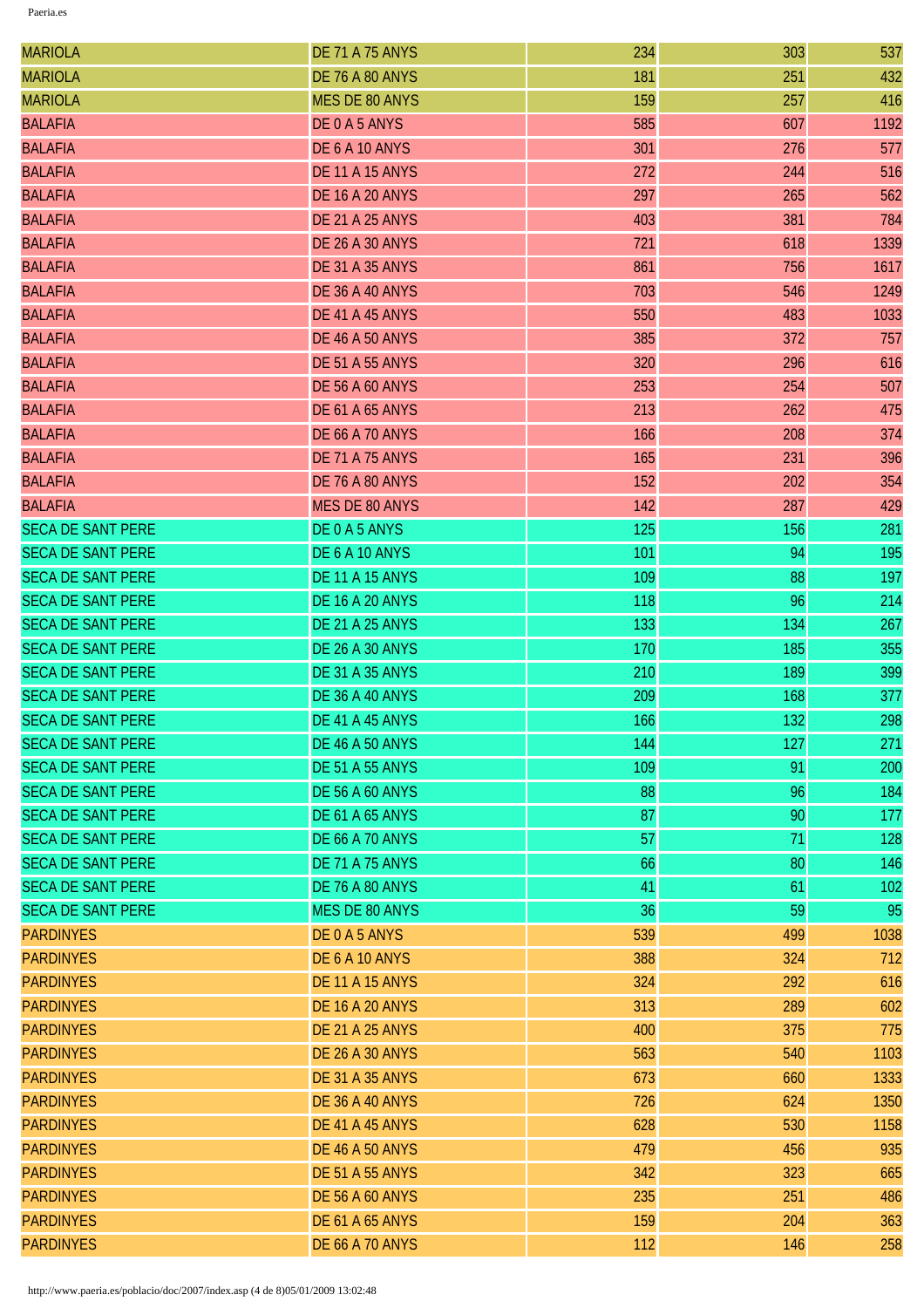| | | | | |
|---|---|---|---|---|
| MARIOLA | DE 71 A 75 ANYS | 234 | 303 | 537 |
| MARIOLA | DE 76 A 80 ANYS | 181 | 251 | 432 |
| MARIOLA | MES DE 80 ANYS | 159 | 257 | 416 |
| BALAFIA | DE 0 A 5 ANYS | 585 | 607 | 1192 |
| BALAFIA | DE 6 A 10 ANYS | 301 | 276 | 577 |
| BALAFIA | DE 11 A 15 ANYS | 272 | 244 | 516 |
| BALAFIA | DE 16 A 20 ANYS | 297 | 265 | 562 |
| BALAFIA | DE 21 A 25 ANYS | 403 | 381 | 784 |
| BALAFIA | DE 26 A 30 ANYS | 721 | 618 | 1339 |
| BALAFIA | DE 31 A 35 ANYS | 861 | 756 | 1617 |
| BALAFIA | DE 36 A 40 ANYS | 703 | 546 | 1249 |
| BALAFIA | DE 41 A 45 ANYS | 550 | 483 | 1033 |
| BALAFIA | DE 46 A 50 ANYS | 385 | 372 | 757 |
| BALAFIA | DE 51 A 55 ANYS | 320 | 296 | 616 |
| BALAFIA | DE 56 A 60 ANYS | 253 | 254 | 507 |
| BALAFIA | DE 61 A 65 ANYS | 213 | 262 | 475 |
| BALAFIA | DE 66 A 70 ANYS | 166 | 208 | 374 |
| BALAFIA | DE 71 A 75 ANYS | 165 | 231 | 396 |
| BALAFIA | DE 76 A 80 ANYS | 152 | 202 | 354 |
| BALAFIA | MES DE 80 ANYS | 142 | 287 | 429 |
| SECA DE SANT PERE | DE 0 A 5 ANYS | 125 | 156 | 281 |
| SECA DE SANT PERE | DE 6 A 10 ANYS | 101 | 94 | 195 |
| SECA DE SANT PERE | DE 11 A 15 ANYS | 109 | 88 | 197 |
| SECA DE SANT PERE | DE 16 A 20 ANYS | 118 | 96 | 214 |
| SECA DE SANT PERE | DE 21 A 25 ANYS | 133 | 134 | 267 |
| SECA DE SANT PERE | DE 26 A 30 ANYS | 170 | 185 | 355 |
| SECA DE SANT PERE | DE 31 A 35 ANYS | 210 | 189 | 399 |
| SECA DE SANT PERE | DE 36 A 40 ANYS | 209 | 168 | 377 |
| SECA DE SANT PERE | DE 41 A 45 ANYS | 166 | 132 | 298 |
| SECA DE SANT PERE | DE 46 A 50 ANYS | 144 | 127 | 271 |
| SECA DE SANT PERE | DE 51 A 55 ANYS | 109 | 91 | 200 |
| SECA DE SANT PERE | DE 56 A 60 ANYS | 88 | 96 | 184 |
| SECA DE SANT PERE | DE 61 A 65 ANYS | 87 | 90 | 177 |
| SECA DE SANT PERE | DE 66 A 70 ANYS | 57 | 71 | 128 |
| SECA DE SANT PERE | DE 71 A 75 ANYS | 66 | 80 | 146 |
| SECA DE SANT PERE | DE 76 A 80 ANYS | 41 | 61 | 102 |
| SECA DE SANT PERE | MES DE 80 ANYS | 36 | 59 | 95 |
| PARDINYES | DE 0 A 5 ANYS | 539 | 499 | 1038 |
| PARDINYES | DE 6 A 10 ANYS | 388 | 324 | 712 |
| PARDINYES | DE 11 A 15 ANYS | 324 | 292 | 616 |
| PARDINYES | DE 16 A 20 ANYS | 313 | 289 | 602 |
| PARDINYES | DE 21 A 25 ANYS | 400 | 375 | 775 |
| PARDINYES | DE 26 A 30 ANYS | 563 | 540 | 1103 |
| PARDINYES | DE 31 A 35 ANYS | 673 | 660 | 1333 |
| PARDINYES | DE 36 A 40 ANYS | 726 | 624 | 1350 |
| PARDINYES | DE 41 A 45 ANYS | 628 | 530 | 1158 |
| PARDINYES | DE 46 A 50 ANYS | 479 | 456 | 935 |
| PARDINYES | DE 51 A 55 ANYS | 342 | 323 | 665 |
| PARDINYES | DE 56 A 60 ANYS | 235 | 251 | 486 |
| PARDINYES | DE 61 A 65 ANYS | 159 | 204 | 363 |
| PARDINYES | DE 66 A 70 ANYS | 112 | 146 | 258 |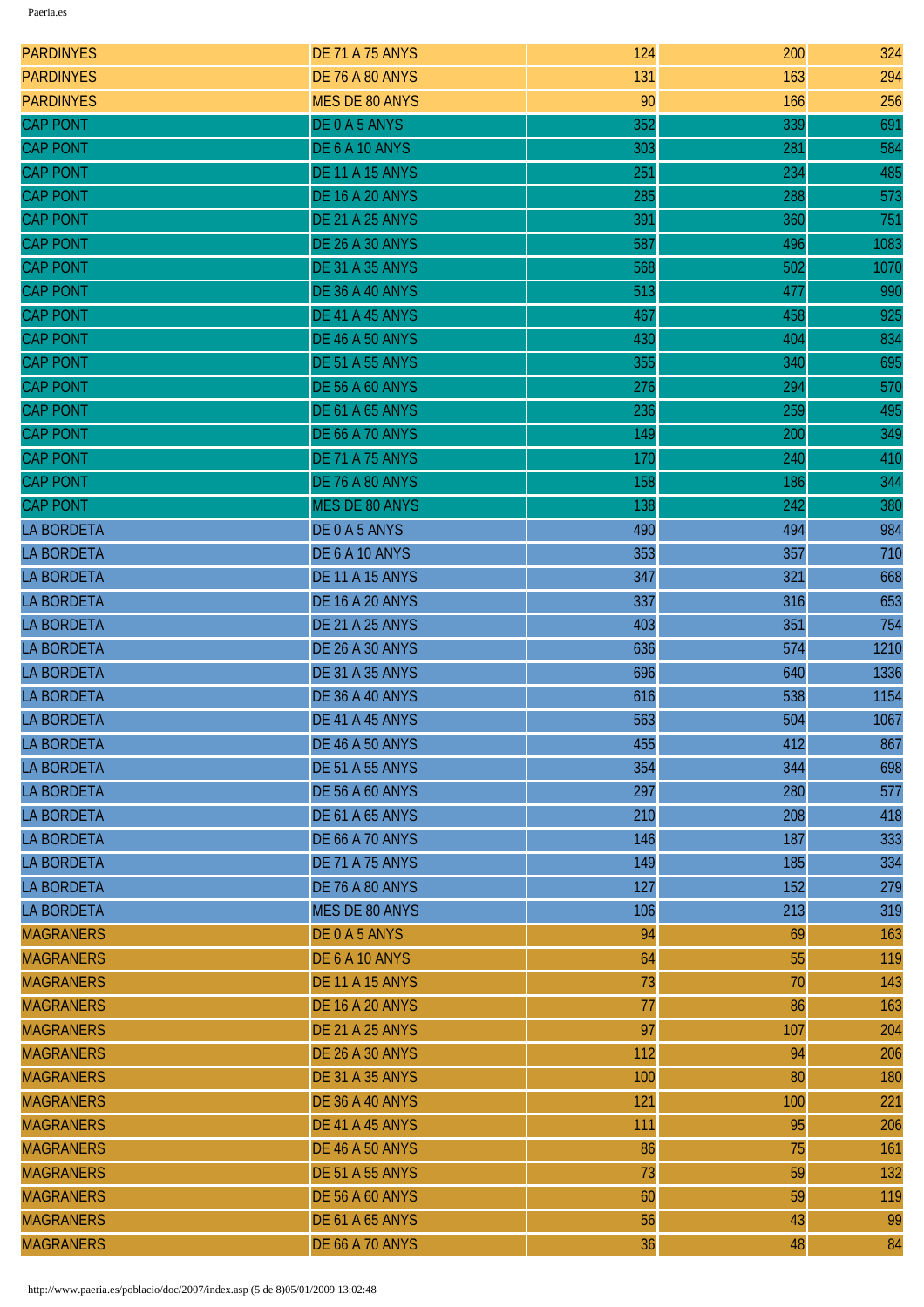| | | | | |
|---|---|---|---|---|
| PARDINYES | DE 71 A 75 ANYS | 124 | 200 | 324 |
| PARDINYES | DE 76 A 80 ANYS | 131 | 163 | 294 |
| PARDINYES | MES DE 80 ANYS | 90 | 166 | 256 |
| CAP PONT | DE 0 A 5 ANYS | 352 | 339 | 691 |
| CAP PONT | DE 6 A 10 ANYS | 303 | 281 | 584 |
| CAP PONT | DE 11 A 15 ANYS | 251 | 234 | 485 |
| CAP PONT | DE 16 A 20 ANYS | 285 | 288 | 573 |
| CAP PONT | DE 21 A 25 ANYS | 391 | 360 | 751 |
| CAP PONT | DE 26 A 30 ANYS | 587 | 496 | 1083 |
| CAP PONT | DE 31 A 35 ANYS | 568 | 502 | 1070 |
| CAP PONT | DE 36 A 40 ANYS | 513 | 477 | 990 |
| CAP PONT | DE 41 A 45 ANYS | 467 | 458 | 925 |
| CAP PONT | DE 46 A 50 ANYS | 430 | 404 | 834 |
| CAP PONT | DE 51 A 55 ANYS | 355 | 340 | 695 |
| CAP PONT | DE 56 A 60 ANYS | 276 | 294 | 570 |
| CAP PONT | DE 61 A 65 ANYS | 236 | 259 | 495 |
| CAP PONT | DE 66 A 70 ANYS | 149 | 200 | 349 |
| CAP PONT | DE 71 A 75 ANYS | 170 | 240 | 410 |
| CAP PONT | DE 76 A 80 ANYS | 158 | 186 | 344 |
| CAP PONT | MES DE 80 ANYS | 138 | 242 | 380 |
| LA BORDETA | DE 0 A 5 ANYS | 490 | 494 | 984 |
| LA BORDETA | DE 6 A 10 ANYS | 353 | 357 | 710 |
| LA BORDETA | DE 11 A 15 ANYS | 347 | 321 | 668 |
| LA BORDETA | DE 16 A 20 ANYS | 337 | 316 | 653 |
| LA BORDETA | DE 21 A 25 ANYS | 403 | 351 | 754 |
| LA BORDETA | DE 26 A 30 ANYS | 636 | 574 | 1210 |
| LA BORDETA | DE 31 A 35 ANYS | 696 | 640 | 1336 |
| LA BORDETA | DE 36 A 40 ANYS | 616 | 538 | 1154 |
| LA BORDETA | DE 41 A 45 ANYS | 563 | 504 | 1067 |
| LA BORDETA | DE 46 A 50 ANYS | 455 | 412 | 867 |
| LA BORDETA | DE 51 A 55 ANYS | 354 | 344 | 698 |
| LA BORDETA | DE 56 A 60 ANYS | 297 | 280 | 577 |
| LA BORDETA | DE 61 A 65 ANYS | 210 | 208 | 418 |
| LA BORDETA | DE 66 A 70 ANYS | 146 | 187 | 333 |
| LA BORDETA | DE 71 A 75 ANYS | 149 | 185 | 334 |
| LA BORDETA | DE 76 A 80 ANYS | 127 | 152 | 279 |
| LA BORDETA | MES DE 80 ANYS | 106 | 213 | 319 |
| MAGRANERS | DE 0 A 5 ANYS | 94 | 69 | 163 |
| MAGRANERS | DE 6 A 10 ANYS | 64 | 55 | 119 |
| MAGRANERS | DE 11 A 15 ANYS | 73 | 70 | 143 |
| MAGRANERS | DE 16 A 20 ANYS | 77 | 86 | 163 |
| MAGRANERS | DE 21 A 25 ANYS | 97 | 107 | 204 |
| MAGRANERS | DE 26 A 30 ANYS | 112 | 94 | 206 |
| MAGRANERS | DE 31 A 35 ANYS | 100 | 80 | 180 |
| MAGRANERS | DE 36 A 40 ANYS | 121 | 100 | 221 |
| MAGRANERS | DE 41 A 45 ANYS | 111 | 95 | 206 |
| MAGRANERS | DE 46 A 50 ANYS | 86 | 75 | 161 |
| MAGRANERS | DE 51 A 55 ANYS | 73 | 59 | 132 |
| MAGRANERS | DE 56 A 60 ANYS | 60 | 59 | 119 |
| MAGRANERS | DE 61 A 65 ANYS | 56 | 43 | 99 |
| MAGRANERS | DE 66 A 70 ANYS | 36 | 48 | 84 |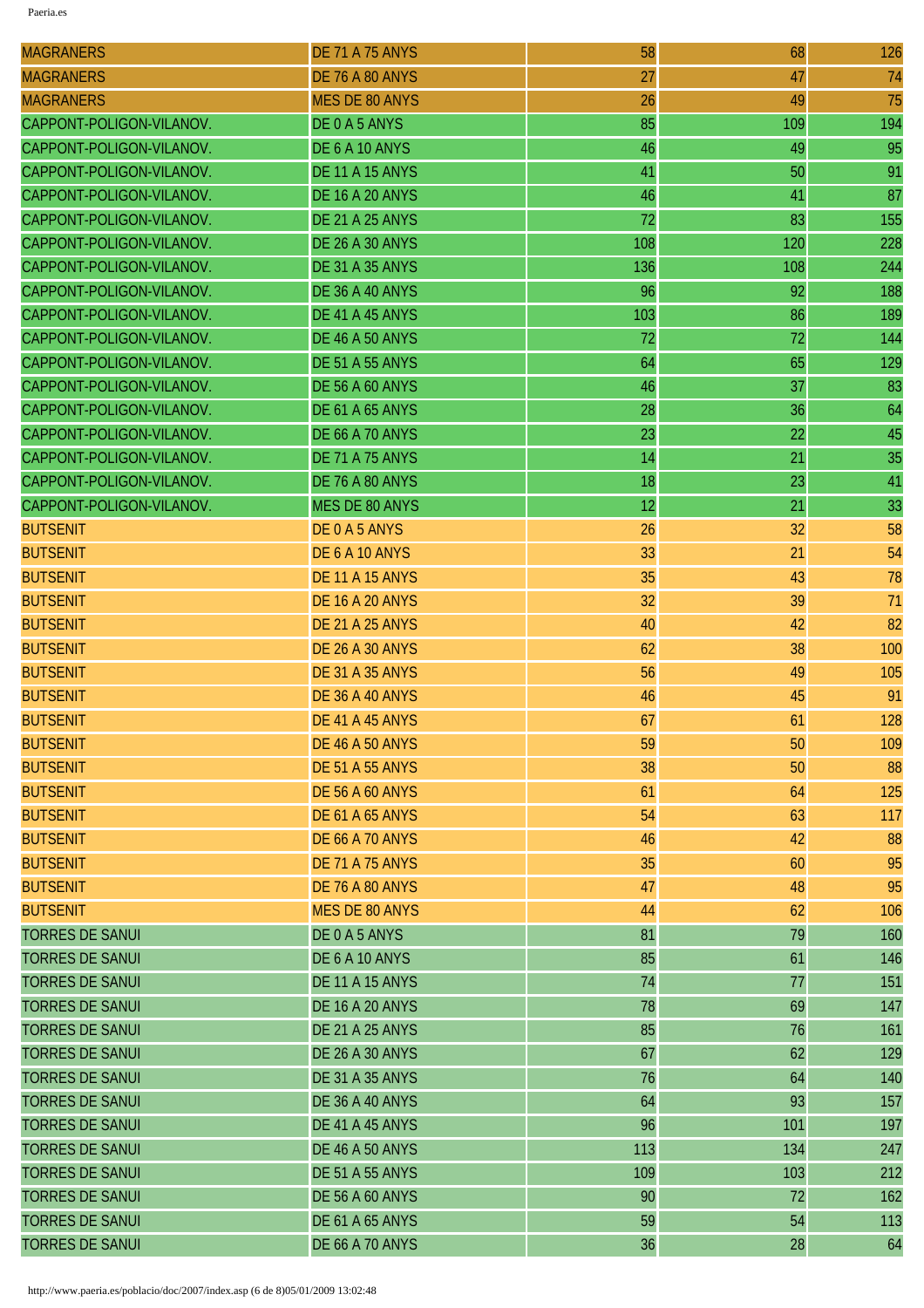| | | | | |
|---|---|---|---|---|
| MAGRANERS | DE 71 A 75 ANYS | 58 | 68 | 126 |
| MAGRANERS | DE 76 A 80 ANYS | 27 | 47 | 74 |
| MAGRANERS | MES DE 80 ANYS | 26 | 49 | 75 |
| CAPPONT-POLIGON-VILANOV. | DE 0 A 5 ANYS | 85 | 109 | 194 |
| CAPPONT-POLIGON-VILANOV. | DE 6 A 10 ANYS | 46 | 49 | 95 |
| CAPPONT-POLIGON-VILANOV. | DE 11 A 15 ANYS | 41 | 50 | 91 |
| CAPPONT-POLIGON-VILANOV. | DE 16 A 20 ANYS | 46 | 41 | 87 |
| CAPPONT-POLIGON-VILANOV. | DE 21 A 25 ANYS | 72 | 83 | 155 |
| CAPPONT-POLIGON-VILANOV. | DE 26 A 30 ANYS | 108 | 120 | 228 |
| CAPPONT-POLIGON-VILANOV. | DE 31 A 35 ANYS | 136 | 108 | 244 |
| CAPPONT-POLIGON-VILANOV. | DE 36 A 40 ANYS | 96 | 92 | 188 |
| CAPPONT-POLIGON-VILANOV. | DE 41 A 45 ANYS | 103 | 86 | 189 |
| CAPPONT-POLIGON-VILANOV. | DE 46 A 50 ANYS | 72 | 72 | 144 |
| CAPPONT-POLIGON-VILANOV. | DE 51 A 55 ANYS | 64 | 65 | 129 |
| CAPPONT-POLIGON-VILANOV. | DE 56 A 60 ANYS | 46 | 37 | 83 |
| CAPPONT-POLIGON-VILANOV. | DE 61 A 65 ANYS | 28 | 36 | 64 |
| CAPPONT-POLIGON-VILANOV. | DE 66 A 70 ANYS | 23 | 22 | 45 |
| CAPPONT-POLIGON-VILANOV. | DE 71 A 75 ANYS | 14 | 21 | 35 |
| CAPPONT-POLIGON-VILANOV. | DE 76 A 80 ANYS | 18 | 23 | 41 |
| CAPPONT-POLIGON-VILANOV. | MES DE 80 ANYS | 12 | 21 | 33 |
| BUTSENIT | DE 0 A 5 ANYS | 26 | 32 | 58 |
| BUTSENIT | DE 6 A 10 ANYS | 33 | 21 | 54 |
| BUTSENIT | DE 11 A 15 ANYS | 35 | 43 | 78 |
| BUTSENIT | DE 16 A 20 ANYS | 32 | 39 | 71 |
| BUTSENIT | DE 21 A 25 ANYS | 40 | 42 | 82 |
| BUTSENIT | DE 26 A 30 ANYS | 62 | 38 | 100 |
| BUTSENIT | DE 31 A 35 ANYS | 56 | 49 | 105 |
| BUTSENIT | DE 36 A 40 ANYS | 46 | 45 | 91 |
| BUTSENIT | DE 41 A 45 ANYS | 67 | 61 | 128 |
| BUTSENIT | DE 46 A 50 ANYS | 59 | 50 | 109 |
| BUTSENIT | DE 51 A 55 ANYS | 38 | 50 | 88 |
| BUTSENIT | DE 56 A 60 ANYS | 61 | 64 | 125 |
| BUTSENIT | DE 61 A 65 ANYS | 54 | 63 | 117 |
| BUTSENIT | DE 66 A 70 ANYS | 46 | 42 | 88 |
| BUTSENIT | DE 71 A 75 ANYS | 35 | 60 | 95 |
| BUTSENIT | DE 76 A 80 ANYS | 47 | 48 | 95 |
| BUTSENIT | MES DE 80 ANYS | 44 | 62 | 106 |
| TORRES DE SANUI | DE 0 A 5 ANYS | 81 | 79 | 160 |
| TORRES DE SANUI | DE 6 A 10 ANYS | 85 | 61 | 146 |
| TORRES DE SANUI | DE 11 A 15 ANYS | 74 | 77 | 151 |
| TORRES DE SANUI | DE 16 A 20 ANYS | 78 | 69 | 147 |
| TORRES DE SANUI | DE 21 A 25 ANYS | 85 | 76 | 161 |
| TORRES DE SANUI | DE 26 A 30 ANYS | 67 | 62 | 129 |
| TORRES DE SANUI | DE 31 A 35 ANYS | 76 | 64 | 140 |
| TORRES DE SANUI | DE 36 A 40 ANYS | 64 | 93 | 157 |
| TORRES DE SANUI | DE 41 A 45 ANYS | 96 | 101 | 197 |
| TORRES DE SANUI | DE 46 A 50 ANYS | 113 | 134 | 247 |
| TORRES DE SANUI | DE 51 A 55 ANYS | 109 | 103 | 212 |
| TORRES DE SANUI | DE 56 A 60 ANYS | 90 | 72 | 162 |
| TORRES DE SANUI | DE 61 A 65 ANYS | 59 | 54 | 113 |
| TORRES DE SANUI | DE 66 A 70 ANYS | 36 | 28 | 64 |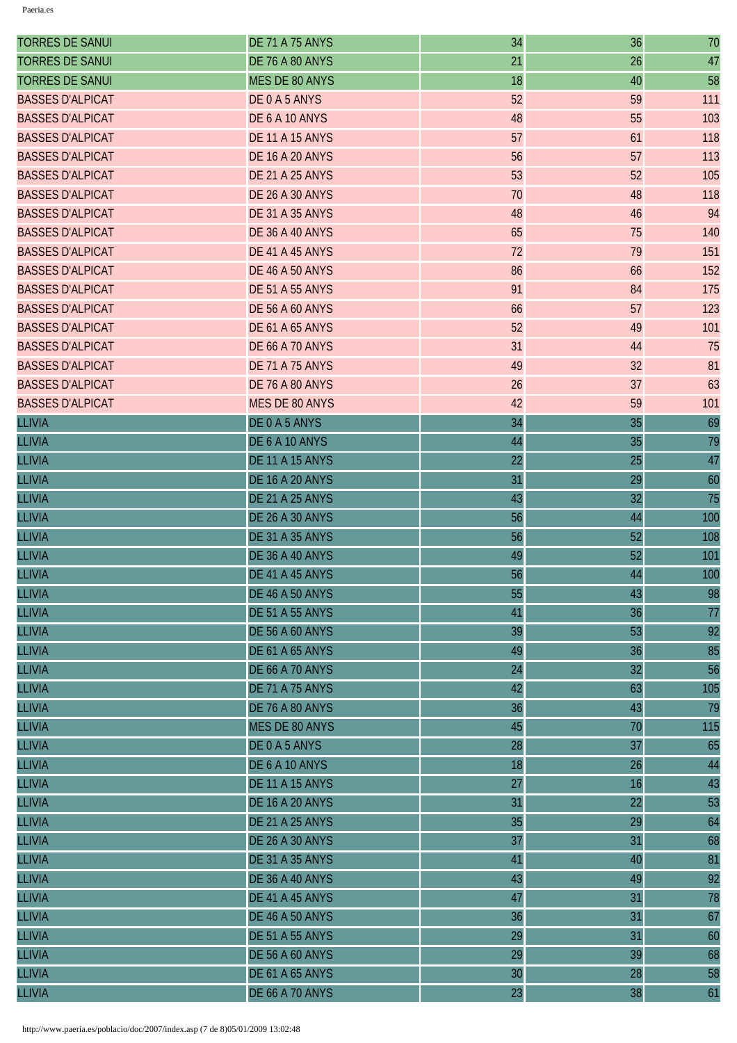| | | | | |
|---|---|---|---|---|
| TORRES DE SANUI | DE 71 A 75 ANYS | 34 | 36 | 70 |
| TORRES DE SANUI | DE 76 A 80 ANYS | 21 | 26 | 47 |
| TORRES DE SANUI | MES DE 80 ANYS | 18 | 40 | 58 |
| BASSES D'ALPICAT | DE 0 A 5 ANYS | 52 | 59 | 111 |
| BASSES D'ALPICAT | DE 6 A 10 ANYS | 48 | 55 | 103 |
| BASSES D'ALPICAT | DE 11 A 15 ANYS | 57 | 61 | 118 |
| BASSES D'ALPICAT | DE 16 A 20 ANYS | 56 | 57 | 113 |
| BASSES D'ALPICAT | DE 21 A 25 ANYS | 53 | 52 | 105 |
| BASSES D'ALPICAT | DE 26 A 30 ANYS | 70 | 48 | 118 |
| BASSES D'ALPICAT | DE 31 A 35 ANYS | 48 | 46 | 94 |
| BASSES D'ALPICAT | DE 36 A 40 ANYS | 65 | 75 | 140 |
| BASSES D'ALPICAT | DE 41 A 45 ANYS | 72 | 79 | 151 |
| BASSES D'ALPICAT | DE 46 A 50 ANYS | 86 | 66 | 152 |
| BASSES D'ALPICAT | DE 51 A 55 ANYS | 91 | 84 | 175 |
| BASSES D'ALPICAT | DE 56 A 60 ANYS | 66 | 57 | 123 |
| BASSES D'ALPICAT | DE 61 A 65 ANYS | 52 | 49 | 101 |
| BASSES D'ALPICAT | DE 66 A 70 ANYS | 31 | 44 | 75 |
| BASSES D'ALPICAT | DE 71 A 75 ANYS | 49 | 32 | 81 |
| BASSES D'ALPICAT | DE 76 A 80 ANYS | 26 | 37 | 63 |
| BASSES D'ALPICAT | MES DE 80 ANYS | 42 | 59 | 101 |
| LLIVIA | DE 0 A 5 ANYS | 34 | 35 | 69 |
| LLIVIA | DE 6 A 10 ANYS | 44 | 35 | 79 |
| LLIVIA | DE 11 A 15 ANYS | 22 | 25 | 47 |
| LLIVIA | DE 16 A 20 ANYS | 31 | 29 | 60 |
| LLIVIA | DE 21 A 25 ANYS | 43 | 32 | 75 |
| LLIVIA | DE 26 A 30 ANYS | 56 | 44 | 100 |
| LLIVIA | DE 31 A 35 ANYS | 56 | 52 | 108 |
| LLIVIA | DE 36 A 40 ANYS | 49 | 52 | 101 |
| LLIVIA | DE 41 A 45 ANYS | 56 | 44 | 100 |
| LLIVIA | DE 46 A 50 ANYS | 55 | 43 | 98 |
| LLIVIA | DE 51 A 55 ANYS | 41 | 36 | 77 |
| LLIVIA | DE 56 A 60 ANYS | 39 | 53 | 92 |
| LLIVIA | DE 61 A 65 ANYS | 49 | 36 | 85 |
| LLIVIA | DE 66 A 70 ANYS | 24 | 32 | 56 |
| LLIVIA | DE 71 A 75 ANYS | 42 | 63 | 105 |
| LLIVIA | DE 76 A 80 ANYS | 36 | 43 | 79 |
| LLIVIA | MES DE 80 ANYS | 45 | 70 | 115 |
| LLIVIA | DE 0 A 5 ANYS | 28 | 37 | 65 |
| LLIVIA | DE 6 A 10 ANYS | 18 | 26 | 44 |
| LLIVIA | DE 11 A 15 ANYS | 27 | 16 | 43 |
| LLIVIA | DE 16 A 20 ANYS | 31 | 22 | 53 |
| LLIVIA | DE 21 A 25 ANYS | 35 | 29 | 64 |
| LLIVIA | DE 26 A 30 ANYS | 37 | 31 | 68 |
| LLIVIA | DE 31 A 35 ANYS | 41 | 40 | 81 |
| LLIVIA | DE 36 A 40 ANYS | 43 | 49 | 92 |
| LLIVIA | DE 41 A 45 ANYS | 47 | 31 | 78 |
| LLIVIA | DE 46 A 50 ANYS | 36 | 31 | 67 |
| LLIVIA | DE 51 A 55 ANYS | 29 | 31 | 60 |
| LLIVIA | DE 56 A 60 ANYS | 29 | 39 | 68 |
| LLIVIA | DE 61 A 65 ANYS | 30 | 28 | 58 |
| LLIVIA | DE 66 A 70 ANYS | 23 | 38 | 61 |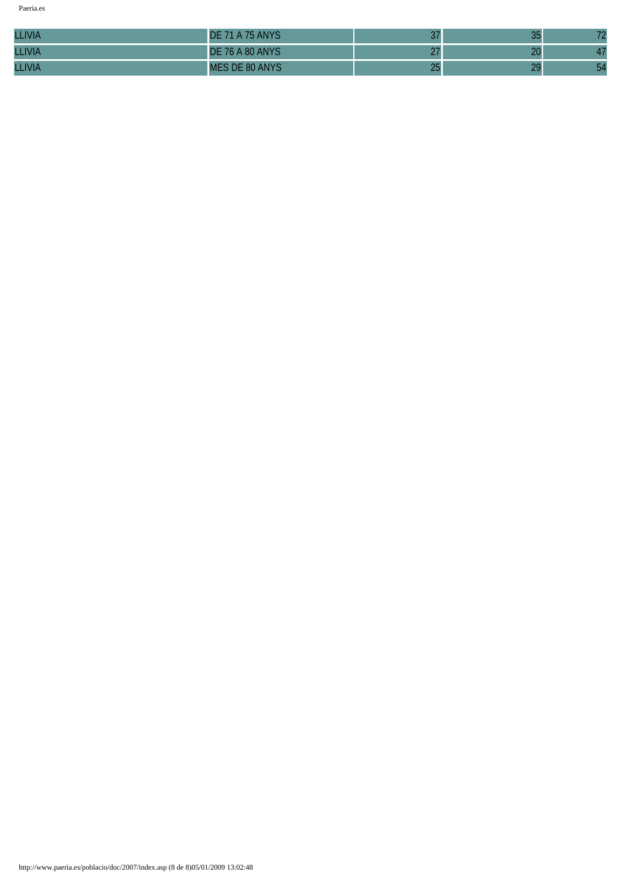| | | | | |
|---|---|---|---|---|
| LLIVIA | DE 71 A 75 ANYS | 37 | 35 | 72 |
| LLIVIA | DE 76 A 80 ANYS | 27 | 20 | 47 |
| LLIVIA | MES DE 80 ANYS | 25 | 29 | 54 |